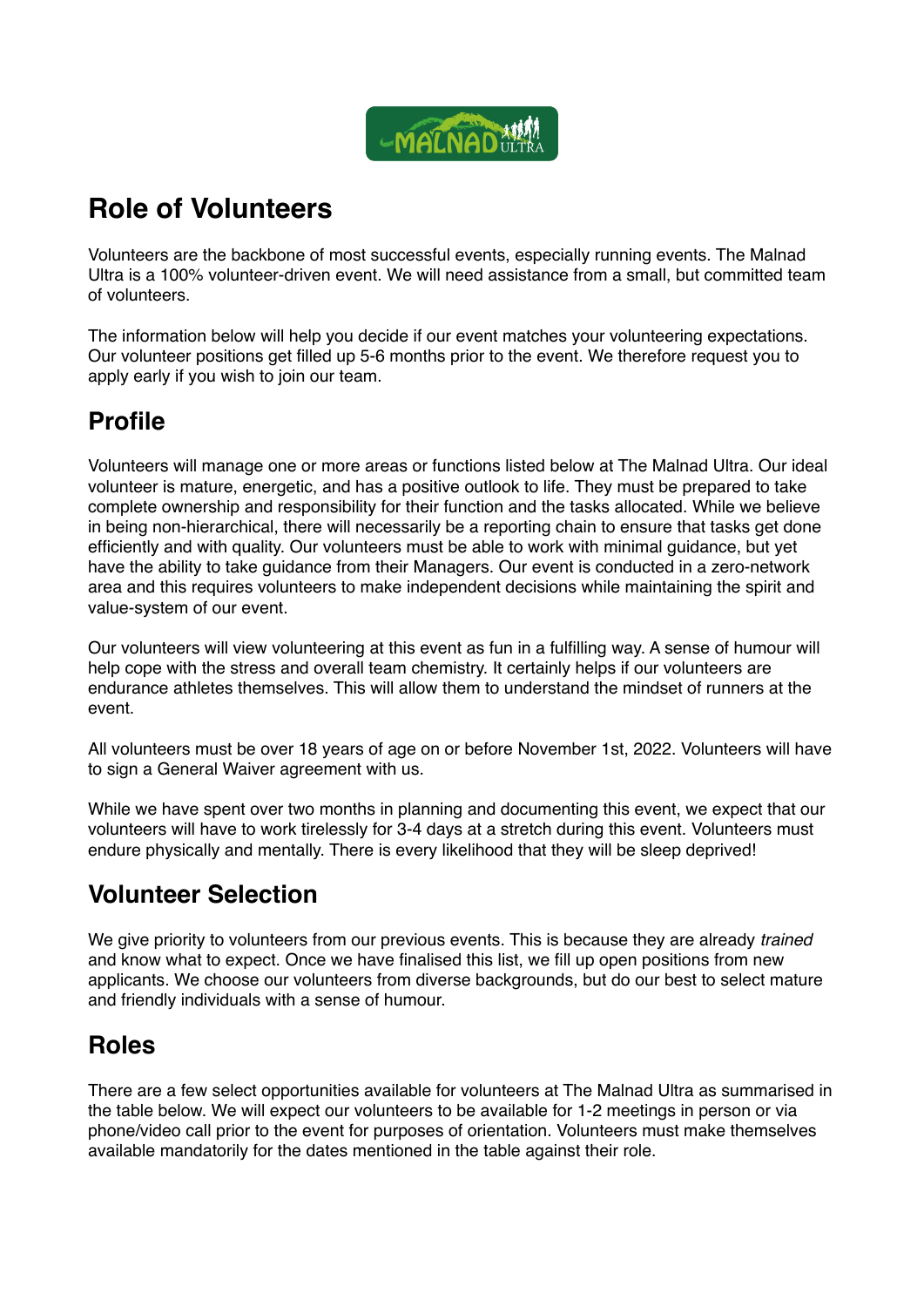# Role of Volunteers

Volunteers are the backbone of most successful events, especially running events. The Malnad Ultra is a 100% volunteer-driven event. We will need assistance from a small, but committed team of volunteers.

The information below will help you decide if our event matches your volunteering expectations. Our volunteer positions get filled up 5-6 months prior to the event. We therefore request you to apply early if you wish to join our team.

## Profile

Volunteers will manage one or more areas or functions listed below at The Malnad Ultra. Our ideal volunteer is mature, energetic, and has a positive outlook to life. They must be prepared to take complete ownership and responsibility for their function and the tasks allocated. While we believe in being non-hierarchical, there will necessarily be a reporting chain to ensure that tasks get done efficiently and with quality. Our volunteers must be able to work with minimal guidance, but yet have the ability to take guidance from their Managers. Our event is conducted in a zero-network area and this requires volunteers to make independent decisions while maintaining the spirit and value-system of our event.

Our volunteers will view volunteering at this event as fun in a fulfilling way. A sense of humour will help cope with the stress and overall team chemistry. It certainly helps if our volunteers are endurance athletes themselves. This will allow them to understand the mindset of runners at the event.

All volunteers must be over 18 years of age on or before November 1st, 2022. Volunteers will have to sign a General Waiver agreement with us.

While we have spent over two months in planning and documenting this event, we expect that our volunteers will have to work tirelessly for 3-4 days at a stretch during this event. Volunteers must endure physically and mentally. There is every likelihood that they will be sleep deprived!

## Volunteer Selection

We give priority to volunteers from our previous events. This is because they are already *trained* and know what to expect. Once we have finalised this list, we fill up open positions from new applicants. We choose our volunteers from diverse backgrounds, but do our best to select mature and friendly individuals with a sense of humour.

## Roles

There are a few select opportunities available for volunteers at The Malnad Ultra as summarised in the table below. We will expect our volunteers to be available for 1-2 meetings in person or via phone/video call prior to the event for purposes of orientation. Volunteers must make themselves available mandatorily for the dates mentioned in the table against their role.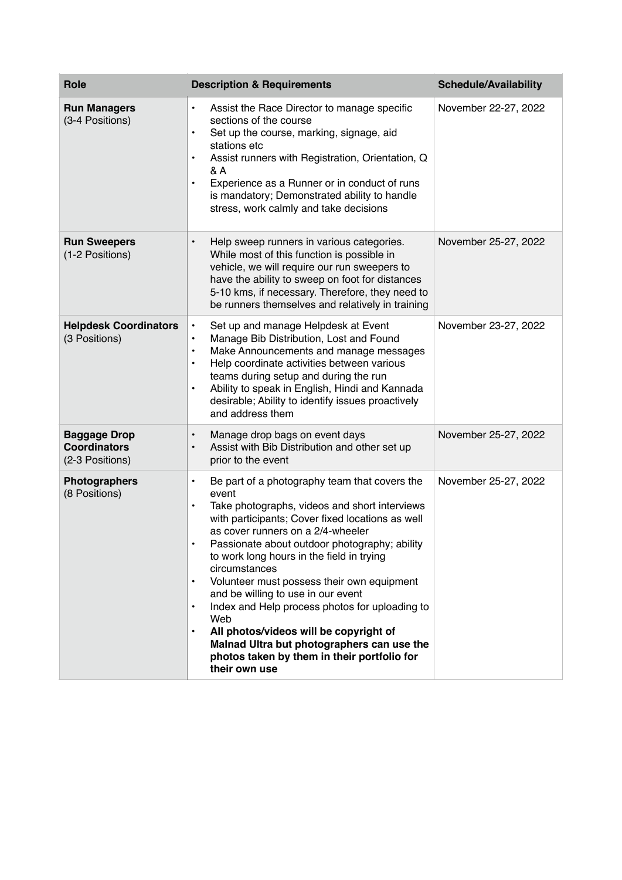| Role | Description & Requirements | Schedule/Availability |
|---|---|---|
| **Run Managers** (3-4 Positions) | • Assist the Race Director to manage specific sections of the course<br>• Set up the course, marking, signage, aid stations etc<br>• Assist runners with Registration, Orientation, Q & A<br>• Experience as a Runner or in conduct of runs is mandatory; Demonstrated ability to handle stress, work calmly and take decisions | November 22-27, 2022 |
| **Run Sweepers** (1-2 Positions) | • Help sweep runners in various categories. While most of this function is possible in vehicle, we will require our run sweepers to have the ability to sweep on foot for distances 5-10 kms, if necessary. Therefore, they need to be runners themselves and relatively in training | November 25-27, 2022 |
| **Helpdesk Coordinators** (3 Positions) | • Set up and manage Helpdesk at Event<br>• Manage Bib Distribution, Lost and Found<br>• Make Announcements and manage messages<br>• Help coordinate activities between various teams during setup and during the run<br>• Ability to speak in English, Hindi and Kannada desirable; Ability to identify issues proactively and address them | November 23-27, 2022 |
| **Baggage Drop Coordinators** (2-3 Positions) | • Manage drop bags on event days<br>• Assist with Bib Distribution and other set up prior to the event | November 25-27, 2022 |
| **Photographers** (8 Positions) | • Be part of a photography team that covers the event<br>• Take photographs, videos and short interviews with participants; Cover fixed locations as well as cover runners on a 2/4-wheeler<br>• Passionate about outdoor photography; ability to work long hours in the field in trying circumstances<br>• Volunteer must possess their own equipment and be willing to use in our event<br>• Index and Help process photos for uploading to Web<br>• **All photos/videos will be copyright of Malnad Ultra but photographers can use the photos taken by them in their portfolio for their own use** | November 25-27, 2022 |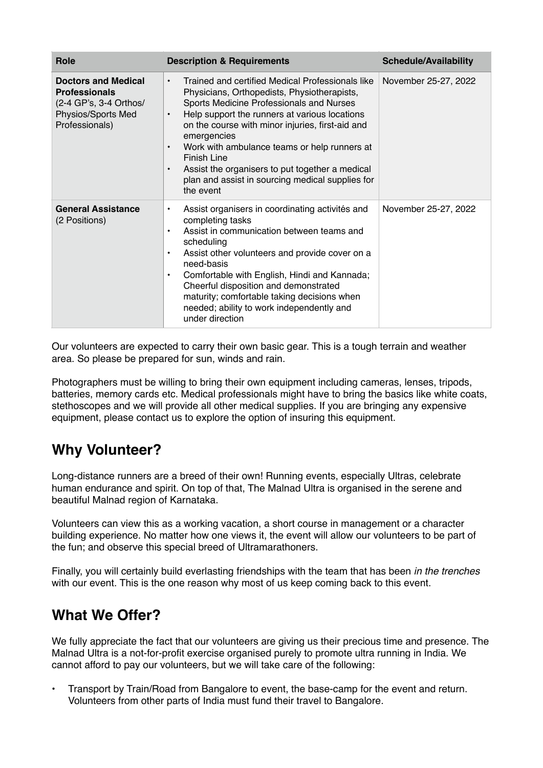| Role | Description & Requirements | Schedule/Availability |
|---|---|---|
| **Doctors and Medical Professionals** (2-4 GP's, 3-4 Orthos/ Physios/Sports Med Professionals) | • Trained and certified Medical Professionals like Physicians, Orthopedists, Physiotherapists, Sports Medicine Professionals and Nurses<br>• Help support the runners at various locations on the course with minor injuries, first-aid and emergencies<br>• Work with ambulance teams or help runners at Finish Line<br>• Assist the organisers to put together a medical plan and assist in sourcing medical supplies for the event | November 25-27, 2022 |
| **General Assistance** (2 Positions) | • Assist organisers in coordinating activités and completing tasks<br>• Assist in communication between teams and scheduling<br>• Assist other volunteers and provide cover on a need-basis<br>• Comfortable with English, Hindi and Kannada; Cheerful disposition and demonstrated maturity; comfortable taking decisions when needed; ability to work independently and under direction | November 25-27, 2022 |

Our volunteers are expected to carry their own basic gear. This is a tough terrain and weather area. So please be prepared for sun, winds and rain.

Photographers must be willing to bring their own equipment including cameras, lenses, tripods, batteries, memory cards etc. Medical professionals might have to bring the basics like white coats, stethoscopes and we will provide all other medical supplies. If you are bringing any expensive equipment, please contact us to explore the option of insuring this equipment.

## Why Volunteer?

Long-distance runners are a breed of their own! Running events, especially Ultras, celebrate human endurance and spirit. On top of that, The Malnad Ultra is organised in the serene and beautiful Malnad region of Karnataka.

Volunteers can view this as a working vacation, a short course in management or a character building experience. No matter how one views it, the event will allow our volunteers to be part of the fun; and observe this special breed of Ultramarathoners.

Finally, you will certainly build everlasting friendships with the team that has been *in the trenches* with our event. This is the one reason why most of us keep coming back to this event.

## What We Offer?

We fully appreciate the fact that our volunteers are giving us their precious time and presence. The Malnad Ultra is a not-for-profit exercise organised purely to promote ultra running in India. We cannot afford to pay our volunteers, but we will take care of the following:

- Transport by Train/Road from Bangalore to event, the base-camp for the event and return. Volunteers from other parts of India must fund their travel to Bangalore.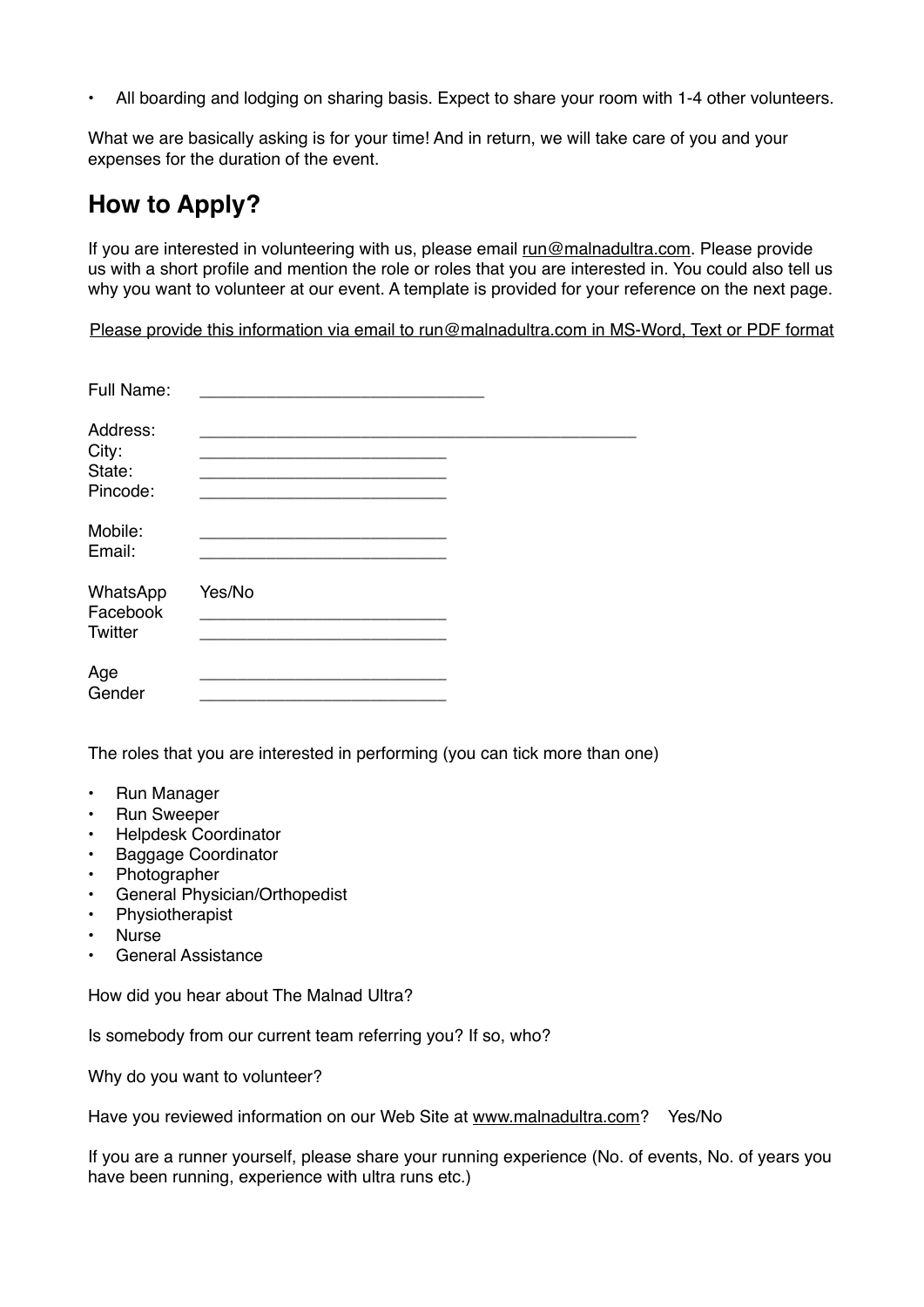- All boarding and lodging on sharing basis. Expect to share your room with 1-4 other volunteers.

What we are basically asking is for your time! And in return, we will take care of you and your expenses for the duration of the event.

## How to Apply?

If you are interested in volunteering with us, please email run@malnadultra.com. Please provide us with a short profile and mention the role or roles that you are interested in. You could also tell us why you want to volunteer at our event. A template is provided for your reference on the next page.

Please provide this information via email to run@malnadultra.com in MS-Word, Text or PDF format

Full Name: ______________________________

Address: ______________________________________________
City: __________________________
State: __________________________
Pincode: __________________________

Mobile: __________________________
Email: __________________________

WhatsApp Yes/No
Facebook __________________________
Twitter __________________________

Age __________________________
Gender __________________________

The roles that you are interested in performing (you can tick more than one)

- Run Manager
- Run Sweeper
- Helpdesk Coordinator
- Baggage Coordinator
- Photographer
- General Physician/Orthopedist
- Physiotherapist
- Nurse
- General Assistance

How did you hear about The Malnad Ultra?

Is somebody from our current team referring you? If so, who?

Why do you want to volunteer?

Have you reviewed information on our Web Site at www.malnadultra.com? Yes/No

If you are a runner yourself, please share your running experience (No. of events, No. of years you have been running, experience with ultra runs etc.)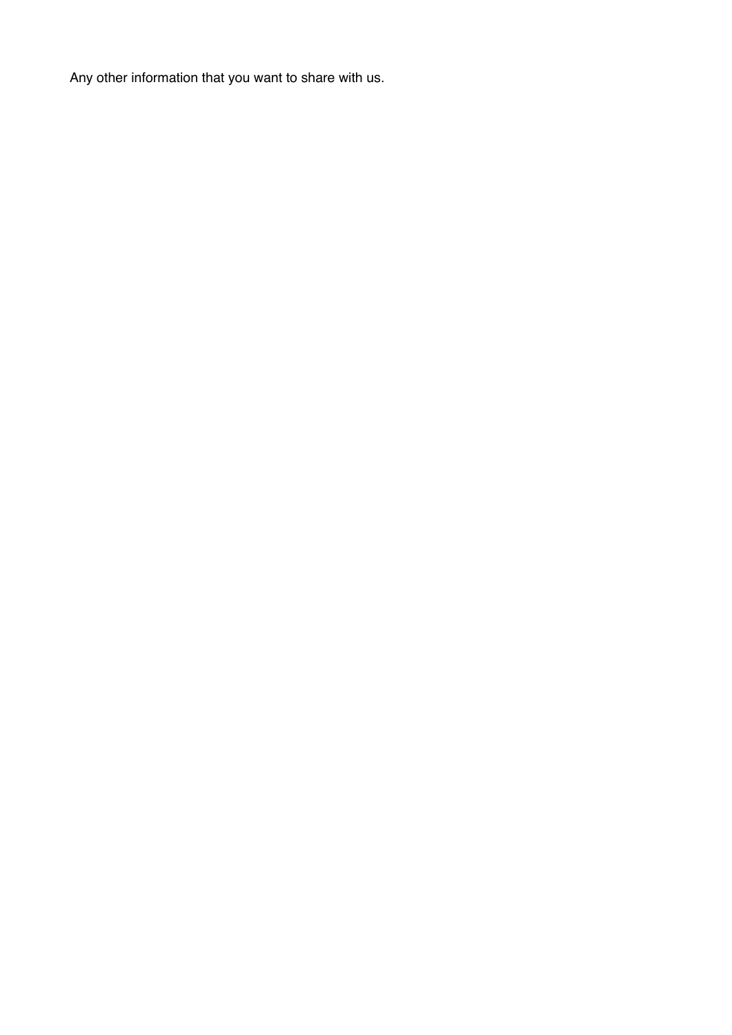Any other information that you want to share with us.